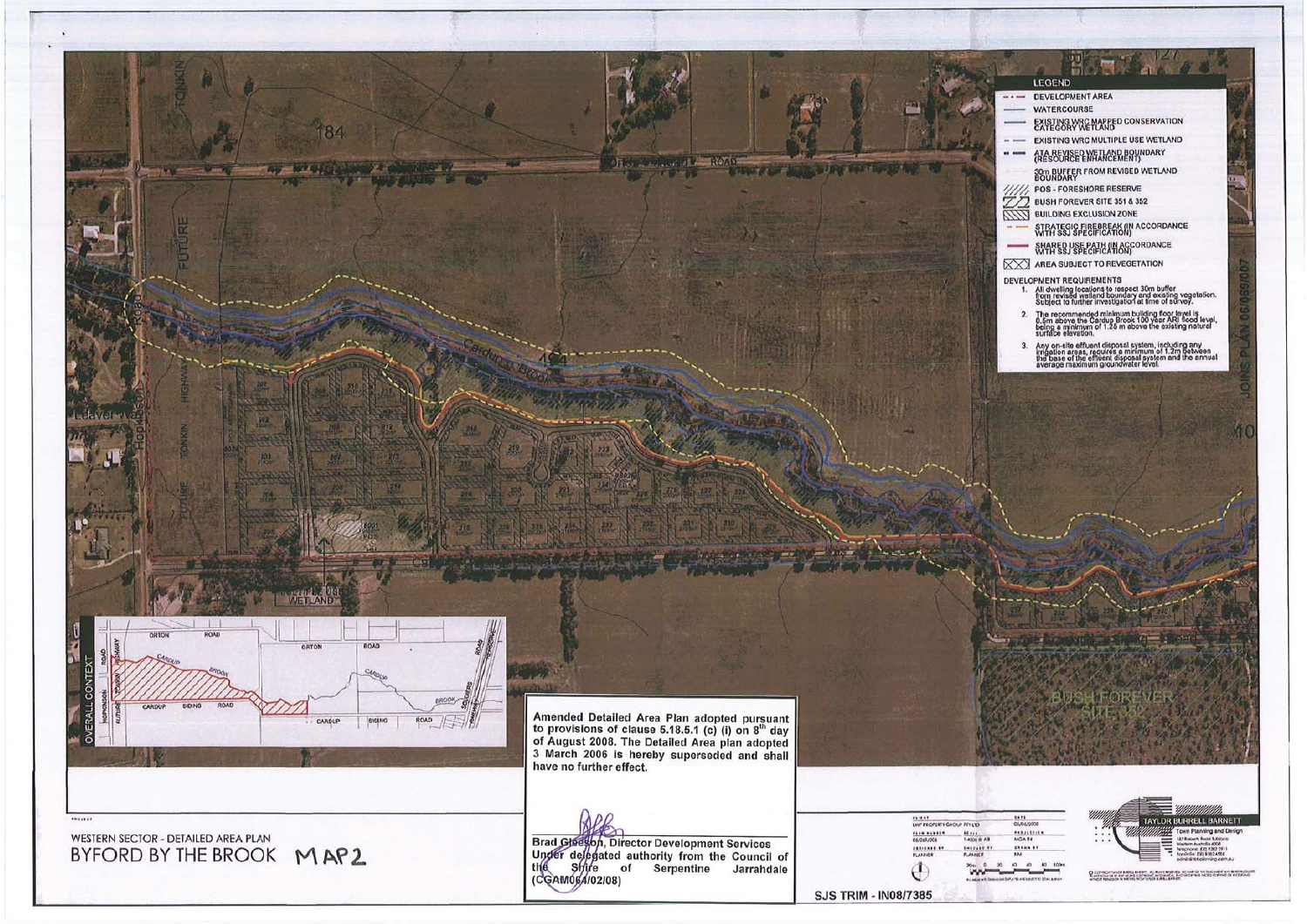## LEGEND

- DEVELOPMENT AREA
- WATERCOURSE
- EXISTING WRC MAPPED CONSERVATION CATEGORY WETLAND
- EXISTING WRC MULTIPLE USE WETLAND
- ATA REVISED WETLAND BOUNDARY (RESOURCE ENHANCEMENT)
- 30m BUFFER FROM REVISED WETLAND BOUNDARY
- POS - FORESHORE RESERVE
- BUSH FOREVER SITE 351 & 352
- BUILDING EXCLUSION ZONE
- STRATEGIC FIREBREAK (IN ACCORDANCE WITH SSJ SPECIFICATION)
- SHARED USE PATH (IN ACCORDANCE WITH SSJ SPECIFICATION)
- AREA SUBJECT TO REVEGETATION

## DEVELOPMENT REQUIREMENTS

1. All dwelling locations to respect 30m buffer from revised wetland boundary and existing vegetation. Subject to further investigation at time of survey.
2. The recommended minimum building floor level is 0.5m above the Cardup Brook 100 year ARI flood level, being a minimum of 1.25 m above the existing natural surface elevation.
3. Any on-site effluent disposal system, including any irrigation areas, requires a minimum of 1.2m between the base of the effluent disposal system and the annual average maximum groundwater level.

JOINS PLAN 06/059/007

BUSH FOREVER SITE 352

OVERALL CONTEXT

Amended Detailed Area Plan adopted pursuant to provisions of clause 5.18.5.1 (c) (i) on 8th day of August 2008. The Detailed Area plan adopted 3 March 2006 is hereby superseded and shall have no further effect.

Brad Gleeson, Director Development Services
Under delegated authority from the Council of the Shire of Serpentine Jarrahdale
(CGAM064/02/08)

WESTERN SECTOR - DETAILED AREA PLAN
# BYFORD BY THE BROOK MAP 2

SJS TRIM - IN08/7385

TAYLOR BURRELL BARNETT
Town Planning and Design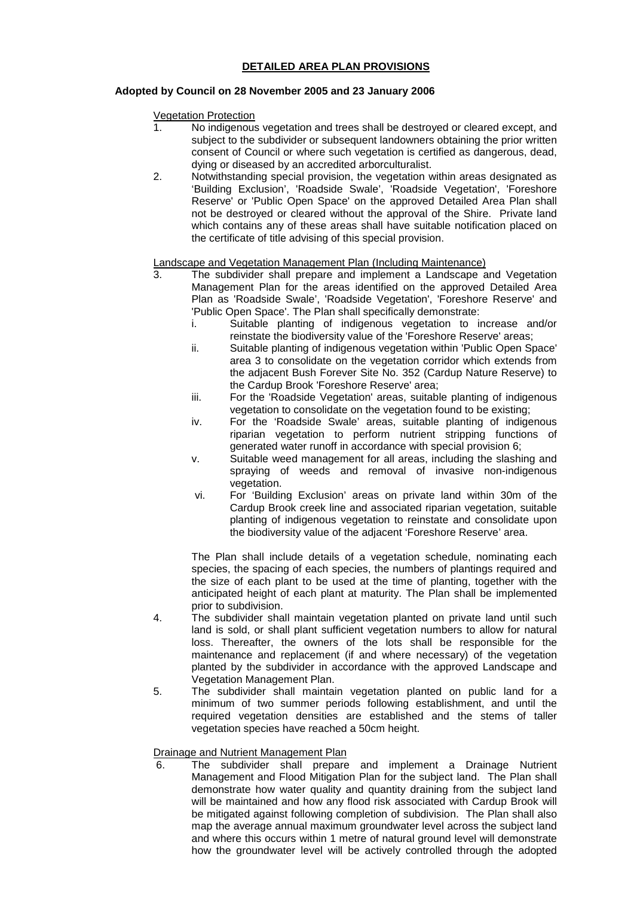## DETAILED AREA PLAN PROVISIONS

**Adopted by Council on 28 November 2005 and 23 January 2006**

Vegetation Protection

1. No indigenous vegetation and trees shall be destroyed or cleared except, and subject to the subdivider or subsequent landowners obtaining the prior written consent of Council or where such vegetation is certified as dangerous, dead, dying or diseased by an accredited arborculturalist.
2. Notwithstanding special provision, the vegetation within areas designated as 'Building Exclusion', 'Roadside Swale', 'Roadside Vegetation', 'Foreshore Reserve' or 'Public Open Space' on the approved Detailed Area Plan shall not be destroyed or cleared without the approval of the Shire. Private land which contains any of these areas shall have suitable notification placed on the certificate of title advising of this special provision.

Landscape and Vegetation Management Plan (Including Maintenance)

3. The subdivider shall prepare and implement a Landscape and Vegetation Management Plan for the areas identified on the approved Detailed Area Plan as 'Roadside Swale', 'Roadside Vegetation', 'Foreshore Reserve' and 'Public Open Space'. The Plan shall specifically demonstrate:
   i. Suitable planting of indigenous vegetation to increase and/or reinstate the biodiversity value of the 'Foreshore Reserve' areas;
   ii. Suitable planting of indigenous vegetation within 'Public Open Space' area 3 to consolidate on the vegetation corridor which extends from the adjacent Bush Forever Site No. 352 (Cardup Nature Reserve) to the Cardup Brook 'Foreshore Reserve' area;
   iii. For the 'Roadside Vegetation' areas, suitable planting of indigenous vegetation to consolidate on the vegetation found to be existing;
   iv. For the 'Roadside Swale' areas, suitable planting of indigenous riparian vegetation to perform nutrient stripping functions of generated water runoff in accordance with special provision 6;
   v. Suitable weed management for all areas, including the slashing and spraying of weeds and removal of invasive non-indigenous vegetation.
   vi. For 'Building Exclusion' areas on private land within 30m of the Cardup Brook creek line and associated riparian vegetation, suitable planting of indigenous vegetation to reinstate and consolidate upon the biodiversity value of the adjacent 'Foreshore Reserve' area.

   The Plan shall include details of a vegetation schedule, nominating each species, the spacing of each species, the numbers of plantings required and the size of each plant to be used at the time of planting, together with the anticipated height of each plant at maturity. The Plan shall be implemented prior to subdivision.
4. The subdivider shall maintain vegetation planted on private land until such land is sold, or shall plant sufficient vegetation numbers to allow for natural loss. Thereafter, the owners of the lots shall be responsible for the maintenance and replacement (if and where necessary) of the vegetation planted by the subdivider in accordance with the approved Landscape and Vegetation Management Plan.
5. The subdivider shall maintain vegetation planted on public land for a minimum of two summer periods following establishment, and until the required vegetation densities are established and the stems of taller vegetation species have reached a 50cm height.

Drainage and Nutrient Management Plan

6. The subdivider shall prepare and implement a Drainage Nutrient Management and Flood Mitigation Plan for the subject land. The Plan shall demonstrate how water quality and quantity draining from the subject land will be maintained and how any flood risk associated with Cardup Brook will be mitigated against following completion of subdivision. The Plan shall also map the average annual maximum groundwater level across the subject land and where this occurs within 1 metre of natural ground level will demonstrate how the groundwater level will be actively controlled through the adopted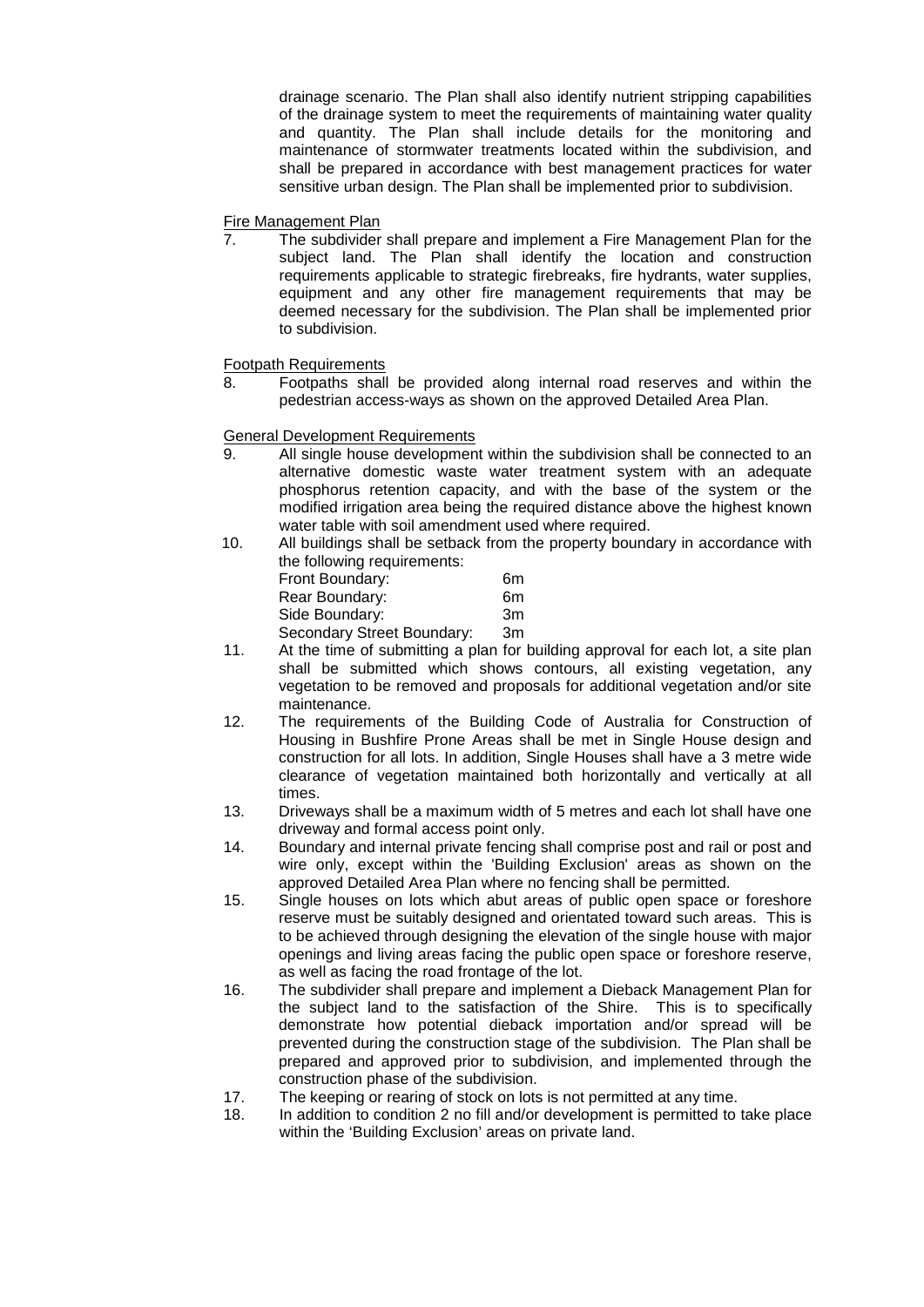drainage scenario. The Plan shall also identify nutrient stripping capabilities of the drainage system to meet the requirements of maintaining water quality and quantity. The Plan shall include details for the monitoring and maintenance of stormwater treatments located within the subdivision, and shall be prepared in accordance with best management practices for water sensitive urban design. The Plan shall be implemented prior to subdivision.

<u>Fire Management Plan</u>

7. The subdivider shall prepare and implement a Fire Management Plan for the subject land. The Plan shall identify the location and construction requirements applicable to strategic firebreaks, fire hydrants, water supplies, equipment and any other fire management requirements that may be deemed necessary for the subdivision. The Plan shall be implemented prior to subdivision.

<u>Footpath Requirements</u>

8. Footpaths shall be provided along internal road reserves and within the pedestrian access-ways as shown on the approved Detailed Area Plan.

<u>General Development Requirements</u>

9. All single house development within the subdivision shall be connected to an alternative domestic waste water treatment system with an adequate phosphorus retention capacity, and with the base of the system or the modified irrigation area being the required distance above the highest known water table with soil amendment used where required.
10. All buildings shall be setback from the property boundary in accordance with the following requirements:

    | | |
    |---|---|
    | Front Boundary: | 6m |
    | Rear Boundary: | 6m |
    | Side Boundary: | 3m |
    | Secondary Street Boundary: | 3m |

11. At the time of submitting a plan for building approval for each lot, a site plan shall be submitted which shows contours, all existing vegetation, any vegetation to be removed and proposals for additional vegetation and/or site maintenance.
12. The requirements of the Building Code of Australia for Construction of Housing in Bushfire Prone Areas shall be met in Single House design and construction for all lots. In addition, Single Houses shall have a 3 metre wide clearance of vegetation maintained both horizontally and vertically at all times.
13. Driveways shall be a maximum width of 5 metres and each lot shall have one driveway and formal access point only.
14. Boundary and internal private fencing shall comprise post and rail or post and wire only, except within the 'Building Exclusion' areas as shown on the approved Detailed Area Plan where no fencing shall be permitted.
15. Single houses on lots which abut areas of public open space or foreshore reserve must be suitably designed and orientated toward such areas. This is to be achieved through designing the elevation of the single house with major openings and living areas facing the public open space or foreshore reserve, as well as facing the road frontage of the lot.
16. The subdivider shall prepare and implement a Dieback Management Plan for the subject land to the satisfaction of the Shire. This is to specifically demonstrate how potential dieback importation and/or spread will be prevented during the construction stage of the subdivision. The Plan shall be prepared and approved prior to subdivision, and implemented through the construction phase of the subdivision.
17. The keeping or rearing of stock on lots is not permitted at any time.
18. In addition to condition 2 no fill and/or development is permitted to take place within the 'Building Exclusion' areas on private land.